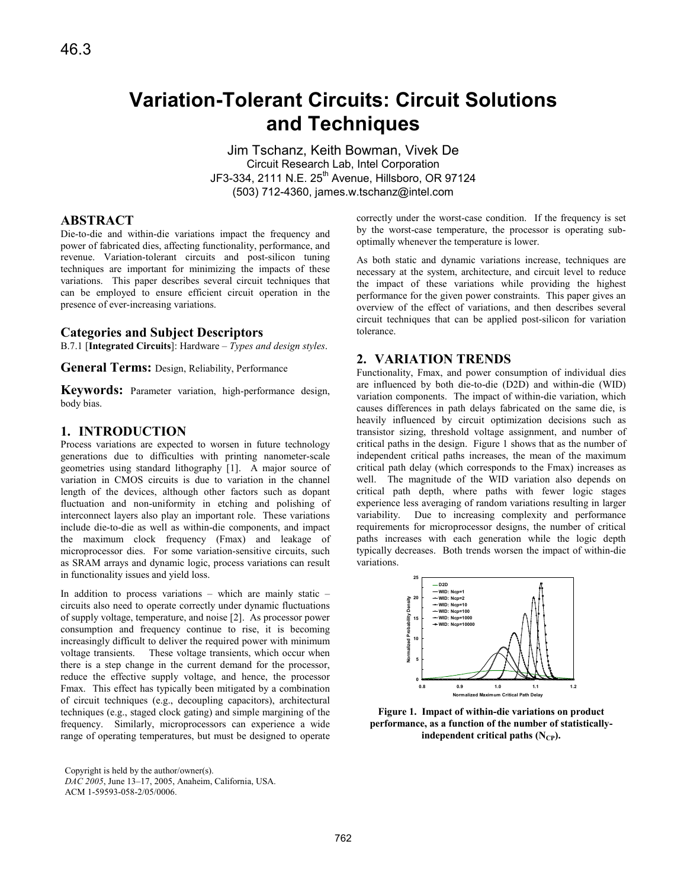# Variation-Tolerant Circuits: Circuit Solutions and Techniques

Jim Tschanz, Keith Bowman, Vivek De
Circuit Research Lab, Intel Corporation
JF3-334, 2111 N.E. 25th Avenue, Hillsboro, OR 97124
(503) 712-4360, james.w.tschanz@intel.com

## ABSTRACT

Die-to-die and within-die variations impact the frequency and power of fabricated dies, affecting functionality, performance, and revenue. Variation-tolerant circuits and post-silicon tuning techniques are important for minimizing the impacts of these variations. This paper describes several circuit techniques that can be employed to ensure efficient circuit operation in the presence of ever-increasing variations.

## Categories and Subject Descriptors

B.7.1 [**Integrated Circuits**]: Hardware – *Types and design styles*.

## General Terms: Design, Reliability, Performance

## Keywords: Parameter variation, high-performance design, body bias.

## 1. INTRODUCTION

Process variations are expected to worsen in future technology generations due to difficulties with printing nanometer-scale geometries using standard lithography [1]. A major source of variation in CMOS circuits is due to variation in the channel length of the devices, although other factors such as dopant fluctuation and non-uniformity in etching and polishing of interconnect layers also play an important role. These variations include die-to-die as well as within-die components, and impact the maximum clock frequency (Fmax) and leakage of microprocessor dies. For some variation-sensitive circuits, such as SRAM arrays and dynamic logic, process variations can result in functionality issues and yield loss.

In addition to process variations – which are mainly static – circuits also need to operate correctly under dynamic fluctuations of supply voltage, temperature, and noise [2]. As processor power consumption and frequency continue to rise, it is becoming increasingly difficult to deliver the required power with minimum voltage transients. These voltage transients, which occur when there is a step change in the current demand for the processor, reduce the effective supply voltage, and hence, the processor Fmax. This effect has typically been mitigated by a combination of circuit techniques (e.g., decoupling capacitors), architectural techniques (e.g., staged clock gating) and simple margining of the frequency. Similarly, microprocessors can experience a wide range of operating temperatures, but must be designed to operate correctly under the worst-case condition. If the frequency is set by the worst-case temperature, the processor is operating sub-optimally whenever the temperature is lower.

As both static and dynamic variations increase, techniques are necessary at the system, architecture, and circuit level to reduce the impact of these variations while providing the highest performance for the given power constraints. This paper gives an overview of the effect of variations, and then describes several circuit techniques that can be applied post-silicon for variation tolerance.

## 2. VARIATION TRENDS

Functionality, Fmax, and power consumption of individual dies are influenced by both die-to-die (D2D) and within-die (WID) variation components. The impact of within-die variation, which causes differences in path delays fabricated on the same die, is heavily influenced by circuit optimization decisions such as transistor sizing, threshold voltage assignment, and number of critical paths in the design. Figure 1 shows that as the number of independent critical paths increases, the mean of the maximum critical path delay (which corresponds to the Fmax) increases as well. The magnitude of the WID variation also depends on critical path depth, where paths with fewer logic stages experience less averaging of random variations resulting in larger variability. Due to increasing complexity and performance requirements for microprocessor designs, the number of critical paths increases with each generation while the logic depth typically decreases. Both trends worsen the impact of within-die variations.

Normalized Probability Density
Normalized Maximum Critical Path Delay
0.8 0.9 1.0 1.1 1.2
0 5 10 15 20 25
D2D
WID: Ncp=1
WID: Ncp=2
WID: Ncp=10
WID: Ncp=100
WID: Ncp=1000
WID: Ncp=10000

**Figure 1. Impact of within-die variations on product performance, as a function of the number of statistically-independent critical paths ($N_{CP}$).**

Copyright is held by the author/owner(s).
*DAC 2005*, June 13–17, 2005, Anaheim, California, USA.
ACM 1-59593-058-2/05/0006.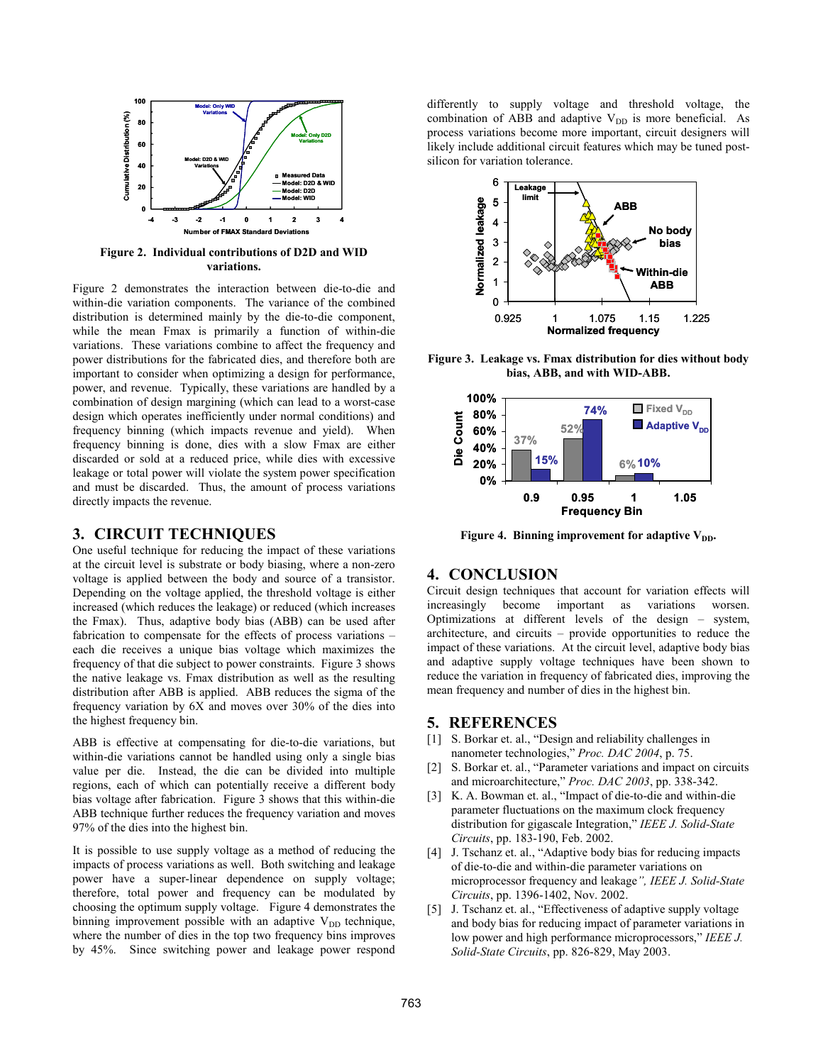100
80
60
40
20
0
Cumulative Distribution (%)
-4 -3 -2 -1 0 1 2 3 4
Number of FMAX Standard Deviations
Model: Only WID Variations
Model: Only D2D Variations
Model: D2D & WID Variations
Measured Data
Model: D2D & WID
Model: D2D
Model: WID

**Figure 2. Individual contributions of D2D and WID variations.**

Figure 2 demonstrates the interaction between die-to-die and within-die variation components. The variance of the combined distribution is determined mainly by the die-to-die component, while the mean Fmax is primarily a function of within-die variations. These variations combine to affect the frequency and power distributions for the fabricated dies, and therefore both are important to consider when optimizing a design for performance, power, and revenue. Typically, these variations are handled by a combination of design margining (which can lead to a worst-case design which operates inefficiently under normal conditions) and frequency binning (which impacts revenue and yield). When frequency binning is done, dies with a slow Fmax are either discarded or sold at a reduced price, while dies with excessive leakage or total power will violate the system power specification and must be discarded. Thus, the amount of process variations directly impacts the revenue.

## 3. CIRCUIT TECHNIQUES

One useful technique for reducing the impact of these variations at the circuit level is substrate or body biasing, where a non-zero voltage is applied between the body and source of a transistor. Depending on the voltage applied, the threshold voltage is either increased (which reduces the leakage) or reduced (which increases the Fmax). Thus, adaptive body bias (ABB) can be used after fabrication to compensate for the effects of process variations – each die receives a unique bias voltage which maximizes the frequency of that die subject to power constraints. Figure 3 shows the native leakage vs. Fmax distribution as well as the resulting distribution after ABB is applied. ABB reduces the sigma of the frequency variation by 6X and moves over 30% of the dies into the highest frequency bin.

ABB is effective at compensating for die-to-die variations, but within-die variations cannot be handled using only a single bias value per die. Instead, the die can be divided into multiple regions, each of which can potentially receive a different body bias voltage after fabrication. Figure 3 shows that this within-die ABB technique further reduces the frequency variation and moves 97% of the dies into the highest bin.

It is possible to use supply voltage as a method of reducing the impacts of process variations as well. Both switching and leakage power have a super-linear dependence on supply voltage; therefore, total power and frequency can be modulated by choosing the optimum supply voltage. Figure 4 demonstrates the binning improvement possible with an adaptive $V_{DD}$ technique, where the number of dies in the top two frequency bins improves by 45%. Since switching power and leakage power respond differently to supply voltage and threshold voltage, the combination of ABB and adaptive $V_{DD}$ is more beneficial. As process variations become more important, circuit designers will likely include additional circuit features which may be tuned post-silicon for variation tolerance.

6
5
4
3
2
1
0
Normalized leakage
0.925 1 1.075 1.15 1.225
Normalized frequency
Leakage limit
ABB
No body bias
Within-die ABB

**Figure 3. Leakage vs. Fmax distribution for dies without body bias, ABB, and with WID-ABB.**

100%
80%
60%
40%
20%
0%
Die Count
0.9 0.95 1 1.05
Frequency Bin
Fixed $V_{DD}$
Adaptive $V_{DD}$
37%
15%
52%
74%
6%
10%

**Figure 4. Binning improvement for adaptive $V_{DD}$.**

## 4. CONCLUSION

Circuit design techniques that account for variation effects will increasingly become important as variations worsen. Optimizations at different levels of the design – system, architecture, and circuits – provide opportunities to reduce the impact of these variations. At the circuit level, adaptive body bias and adaptive supply voltage techniques have been shown to reduce the variation in frequency of fabricated dies, improving the mean frequency and number of dies in the highest bin.

## 5. REFERENCES

[1] S. Borkar et. al., "Design and reliability challenges in nanometer technologies," *Proc. DAC 2004*, p. 75.

[2] S. Borkar et. al., "Parameter variations and impact on circuits and microarchitecture," *Proc. DAC 2003*, pp. 338-342.

[3] K. A. Bowman et. al., "Impact of die-to-die and within-die parameter fluctuations on the maximum clock frequency distribution for gigascale Integration," *IEEE J. Solid-State Circuits*, pp. 183-190, Feb. 2002.

[4] J. Tschanz et. al., "Adaptive body bias for reducing impacts of die-to-die and within-die parameter variations on microprocessor frequency and leakage*", IEEE J. Solid-State Circuits*, pp. 1396-1402, Nov. 2002.

[5] J. Tschanz et. al., "Effectiveness of adaptive supply voltage and body bias for reducing impact of parameter variations in low power and high performance microprocessors," *IEEE J. Solid-State Circuits*, pp. 826-829, May 2003.